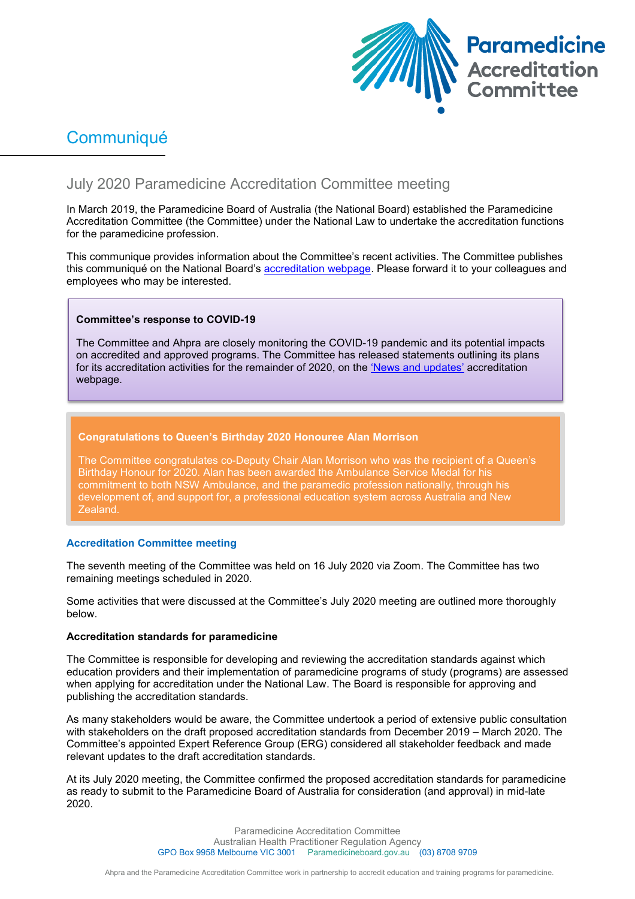# Communiqué

## July 2020 Paramedicine Accreditation Committee meeting

In March 2019, the Paramedicine Board of Australia (the National Board) established the Paramedicine Accreditation Committee (the Committee) under the National Law to undertake the accreditation functions for the paramedicine profession.

This communique provides information about the Committee's recent activities. The Committee publishes this communiqué on the National Board's [accreditation webpage](). Please forward it to your colleagues and employees who may be interested.

**Committee's response to COVID-19**

The Committee and Ahpra are closely monitoring the COVID-19 pandemic and its potential impacts on accredited and approved programs. The Committee has released statements outlining its plans for its accreditation activities for the remainder of 2020, on the ['News and updates']() accreditation webpage.

**Congratulations to Queen's Birthday 2020 Honouree Alan Morrison**

The Committee congratulates co-Deputy Chair Alan Morrison who was the recipient of a Queen's Birthday Honour for 2020. Alan has been awarded the Ambulance Service Medal for his commitment to both NSW Ambulance, and the paramedic profession nationally, through his development of, and support for, a professional education system across Australia and New Zealand.

### Accreditation Committee meeting

The seventh meeting of the Committee was held on 16 July 2020 via Zoom. The Committee has two remaining meetings scheduled in 2020.

Some activities that were discussed at the Committee's July 2020 meeting are outlined more thoroughly below.

**Accreditation standards for paramedicine**

The Committee is responsible for developing and reviewing the accreditation standards against which education providers and their implementation of paramedicine programs of study (programs) are assessed when applying for accreditation under the National Law. The Board is responsible for approving and publishing the accreditation standards.

As many stakeholders would be aware, the Committee undertook a period of extensive public consultation with stakeholders on the draft proposed accreditation standards from December 2019 – March 2020. The Committee's appointed Expert Reference Group (ERG) considered all stakeholder feedback and made relevant updates to the draft accreditation standards.

At its July 2020 meeting, the Committee confirmed the proposed accreditation standards for paramedicine as ready to submit to the Paramedicine Board of Australia for consideration (and approval) in mid-late 2020.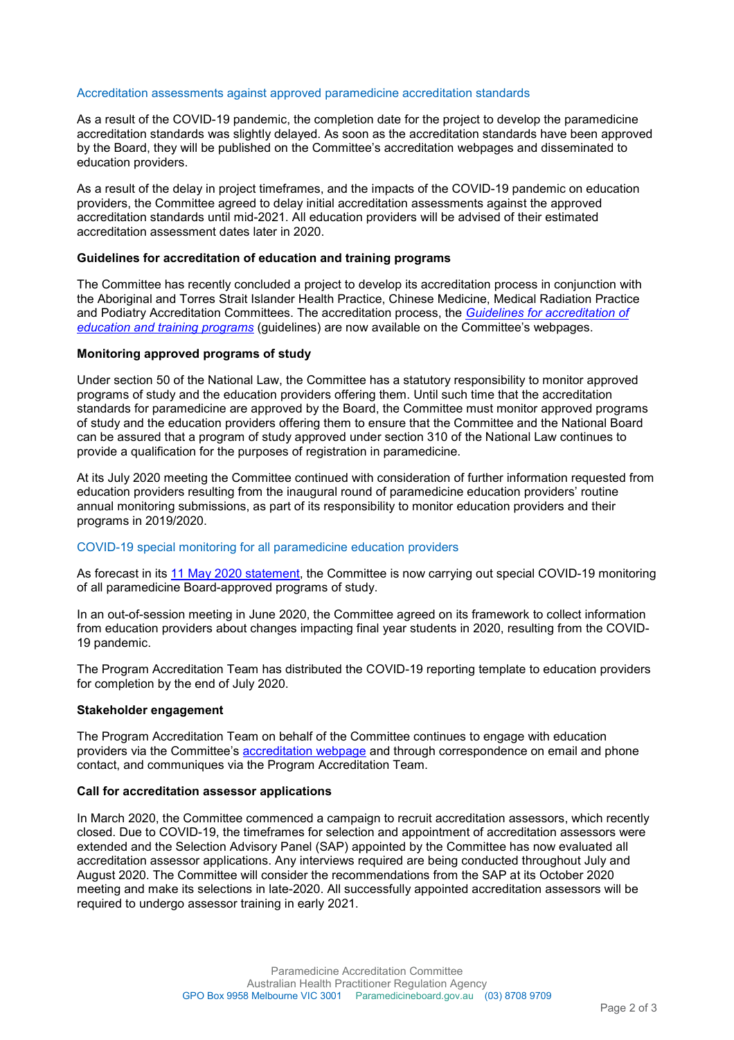### Accreditation assessments against approved paramedicine accreditation standards

As a result of the COVID-19 pandemic, the completion date for the project to develop the paramedicine accreditation standards was slightly delayed. As soon as the accreditation standards have been approved by the Board, they will be published on the Committee's accreditation webpages and disseminated to education providers.

As a result of the delay in project timeframes, and the impacts of the COVID-19 pandemic on education providers, the Committee agreed to delay initial accreditation assessments against the approved accreditation standards until mid-2021. All education providers will be advised of their estimated accreditation assessment dates later in 2020.

**Guidelines for accreditation of education and training programs**

The Committee has recently concluded a project to develop its accreditation process in conjunction with the Aboriginal and Torres Strait Islander Health Practice, Chinese Medicine, Medical Radiation Practice and Podiatry Accreditation Committees. The accreditation process, the *Guidelines for accreditation of education and training programs* (guidelines) are now available on the Committee's webpages.

**Monitoring approved programs of study**

Under section 50 of the National Law, the Committee has a statutory responsibility to monitor approved programs of study and the education providers offering them. Until such time that the accreditation standards for paramedicine are approved by the Board, the Committee must monitor approved programs of study and the education providers offering them to ensure that the Committee and the National Board can be assured that a program of study approved under section 310 of the National Law continues to provide a qualification for the purposes of registration in paramedicine.

At its July 2020 meeting the Committee continued with consideration of further information requested from education providers resulting from the inaugural round of paramedicine education providers' routine annual monitoring submissions, as part of its responsibility to monitor education providers and their programs in 2019/2020.

### COVID-19 special monitoring for all paramedicine education providers

As forecast in its 11 May 2020 statement, the Committee is now carrying out special COVID-19 monitoring of all paramedicine Board-approved programs of study.

In an out-of-session meeting in June 2020, the Committee agreed on its framework to collect information from education providers about changes impacting final year students in 2020, resulting from the COVID-19 pandemic.

The Program Accreditation Team has distributed the COVID-19 reporting template to education providers for completion by the end of July 2020.

**Stakeholder engagement**

The Program Accreditation Team on behalf of the Committee continues to engage with education providers via the Committee's accreditation webpage and through correspondence on email and phone contact, and communiques via the Program Accreditation Team.

**Call for accreditation assessor applications**

In March 2020, the Committee commenced a campaign to recruit accreditation assessors, which recently closed. Due to COVID-19, the timeframes for selection and appointment of accreditation assessors were extended and the Selection Advisory Panel (SAP) appointed by the Committee has now evaluated all accreditation assessor applications. Any interviews required are being conducted throughout July and August 2020. The Committee will consider the recommendations from the SAP at its October 2020 meeting and make its selections in late-2020. All successfully appointed accreditation assessors will be required to undergo assessor training in early 2021.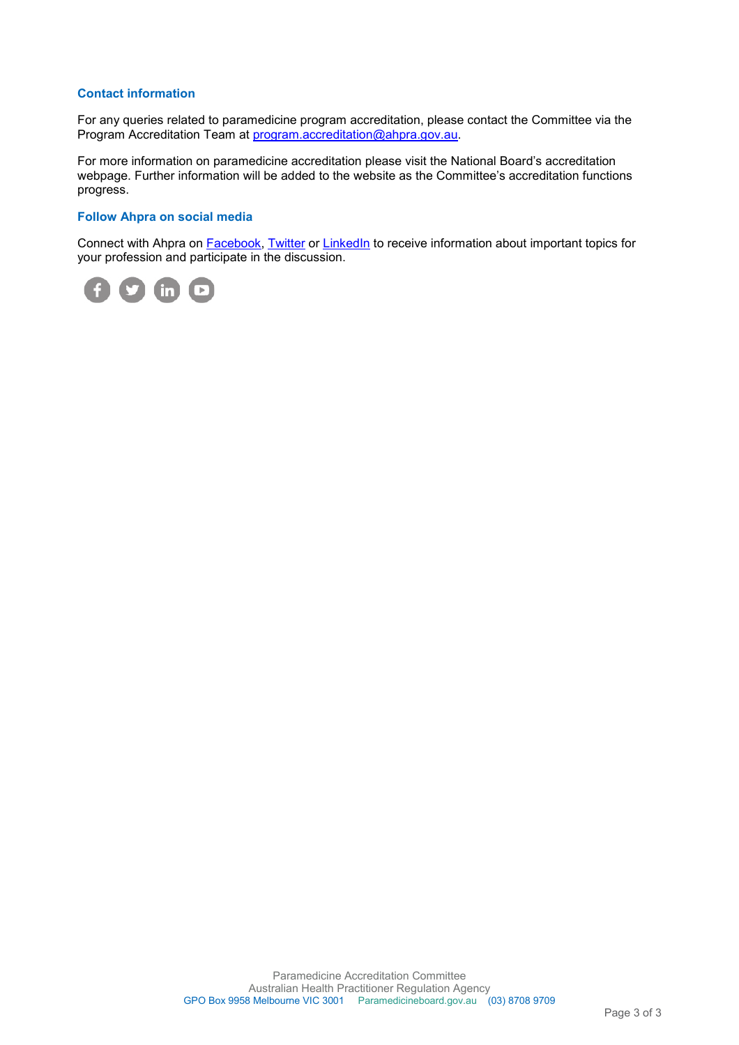## Contact information

For any queries related to paramedicine program accreditation, please contact the Committee via the Program Accreditation Team at program.accreditation@ahpra.gov.au.

For more information on paramedicine accreditation please visit the National Board's accreditation webpage. Further information will be added to the website as the Committee's accreditation functions progress.

## Follow Ahpra on social media

Connect with Ahpra on Facebook, Twitter or LinkedIn to receive information about important topics for your profession and participate in the discussion.